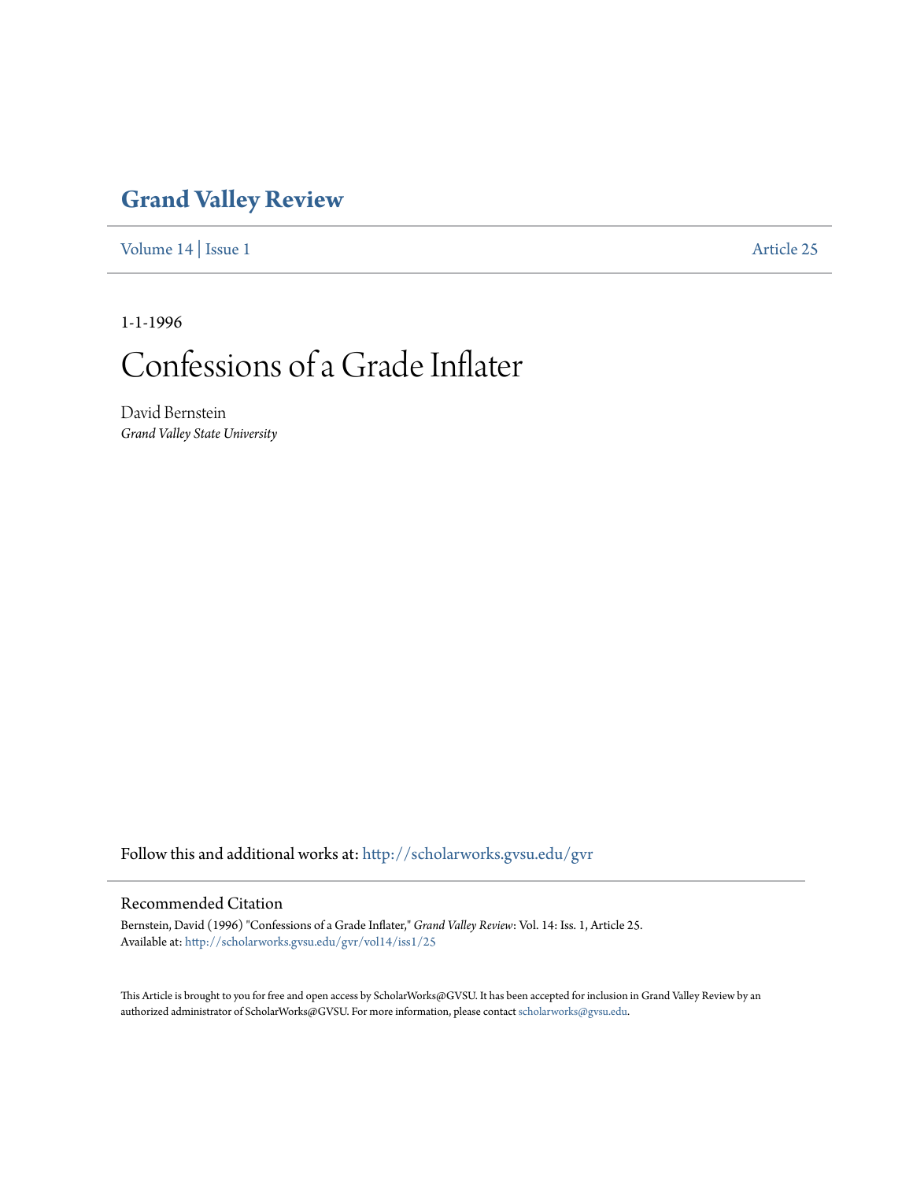# Grand Valley Review

Volume 14 | Issue 1 Article 25

1-1-1996

# Confessions of a Grade Inflater

David Bernstein
*Grand Valley State University*

Follow this and additional works at: http://scholarworks.gvsu.edu/gvr

## Recommended Citation

Bernstein, David (1996) "Confessions of a Grade Inflater," *Grand Valley Review*: Vol. 14: Iss. 1, Article 25.
Available at: http://scholarworks.gvsu.edu/gvr/vol14/iss1/25

This Article is brought to you for free and open access by ScholarWorks@GVSU. It has been accepted for inclusion in Grand Valley Review by an authorized administrator of ScholarWorks@GVSU. For more information, please contact scholarworks@gvsu.edu.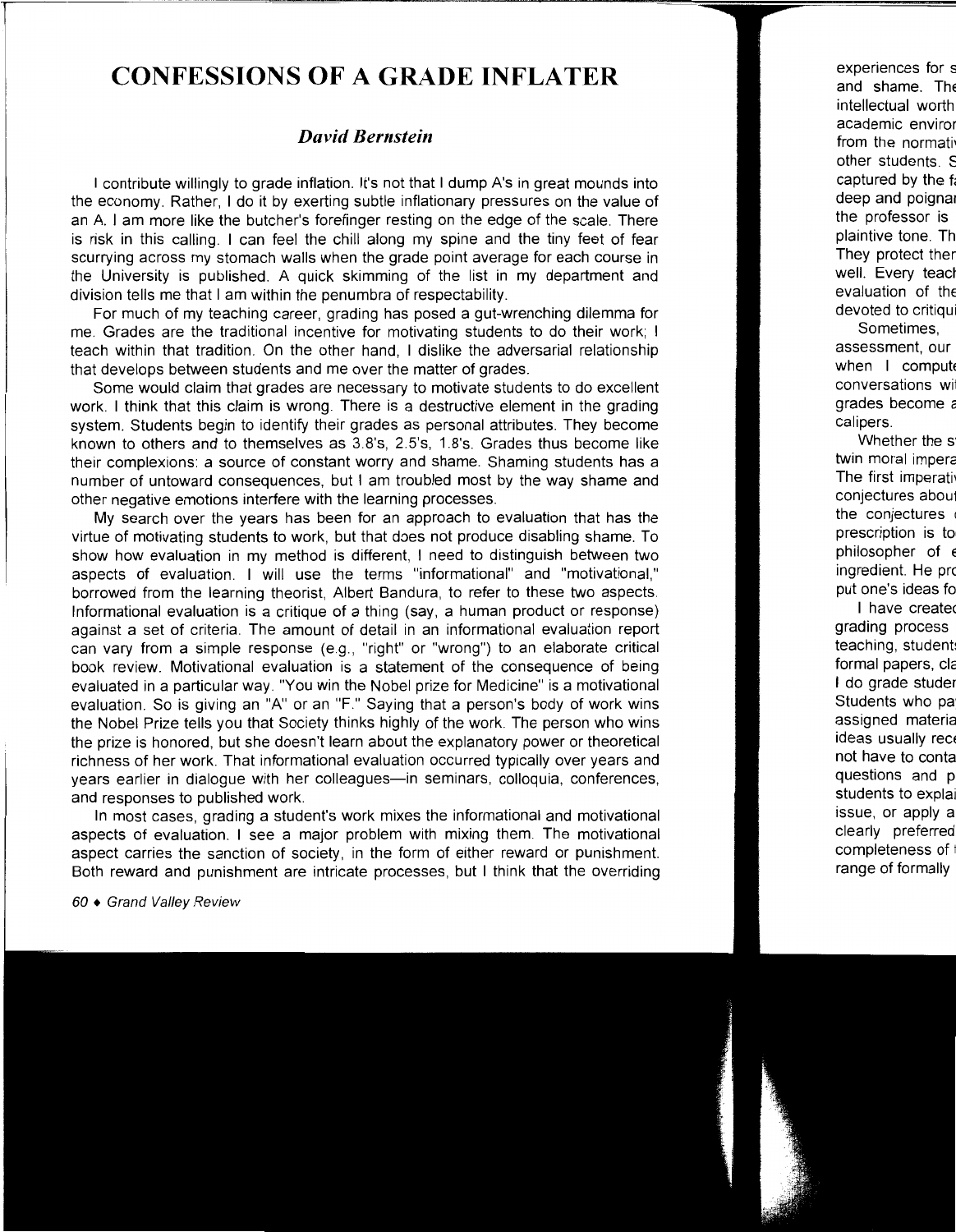# CONFESSIONS OF A GRADE INFLATER

### *David Bernstein*

I contribute willingly to grade inflation. It's not that I dump A's in great mounds into the economy. Rather, I do it by exerting subtle inflationary pressures on the value of an A. I am more like the butcher's forefinger resting on the edge of the scale. There is risk in this calling. I can feel the chill along my spine and the tiny feet of fear scurrying across my stomach walls when the grade point average for each course in the University is published. A quick skimming of the list in my department and division tells me that I am within the penumbra of respectability.

For much of my teaching career, grading has posed a gut-wrenching dilemma for me. Grades are the traditional incentive for motivating students to do their work; I teach within that tradition. On the other hand, I dislike the adversarial relationship that develops between students and me over the matter of grades.

Some would claim that grades are necessary to motivate students to do excellent work. I think that this claim is wrong. There is a destructive element in the grading system. Students begin to identify their grades as personal attributes. They become known to others and to themselves as 3.8's, 2.5's, 1.8's. Grades thus become like their complexions: a source of constant worry and shame. Shaming students has a number of untoward consequences, but I am troubled most by the way shame and other negative emotions interfere with the learning processes.

My search over the years has been for an approach to evaluation that has the virtue of motivating students to work, but that does not produce disabling shame. To show how evaluation in my method is different, I need to distinguish between two aspects of evaluation. I will use the terms "informational" and "motivational," borrowed from the learning theorist, Albert Bandura, to refer to these two aspects. Informational evaluation is a critique of a thing (say, a human product or response) against a set of criteria. The amount of detail in an informational evaluation report can vary from a simple response (e.g., "right" or "wrong") to an elaborate critical book review. Motivational evaluation is a statement of the consequence of being evaluated in a particular way. "You win the Nobel prize for Medicine" is a motivational evaluation. So is giving an "A" or an "F." Saying that a person's body of work wins the Nobel Prize tells you that Society thinks highly of the work. The person who wins the prize is honored, but she doesn't learn about the explanatory power or theoretical richness of her work. That informational evaluation occurred typically over years and years earlier in dialogue with her colleagues—in seminars, colloquia, conferences, and responses to published work.

In most cases, grading a student's work mixes the informational and motivational aspects of evaluation. I see a major problem with mixing them. The motivational aspect carries the sanction of society, in the form of either reward or punishment. Both reward and punishment are intricate processes, but I think that the overriding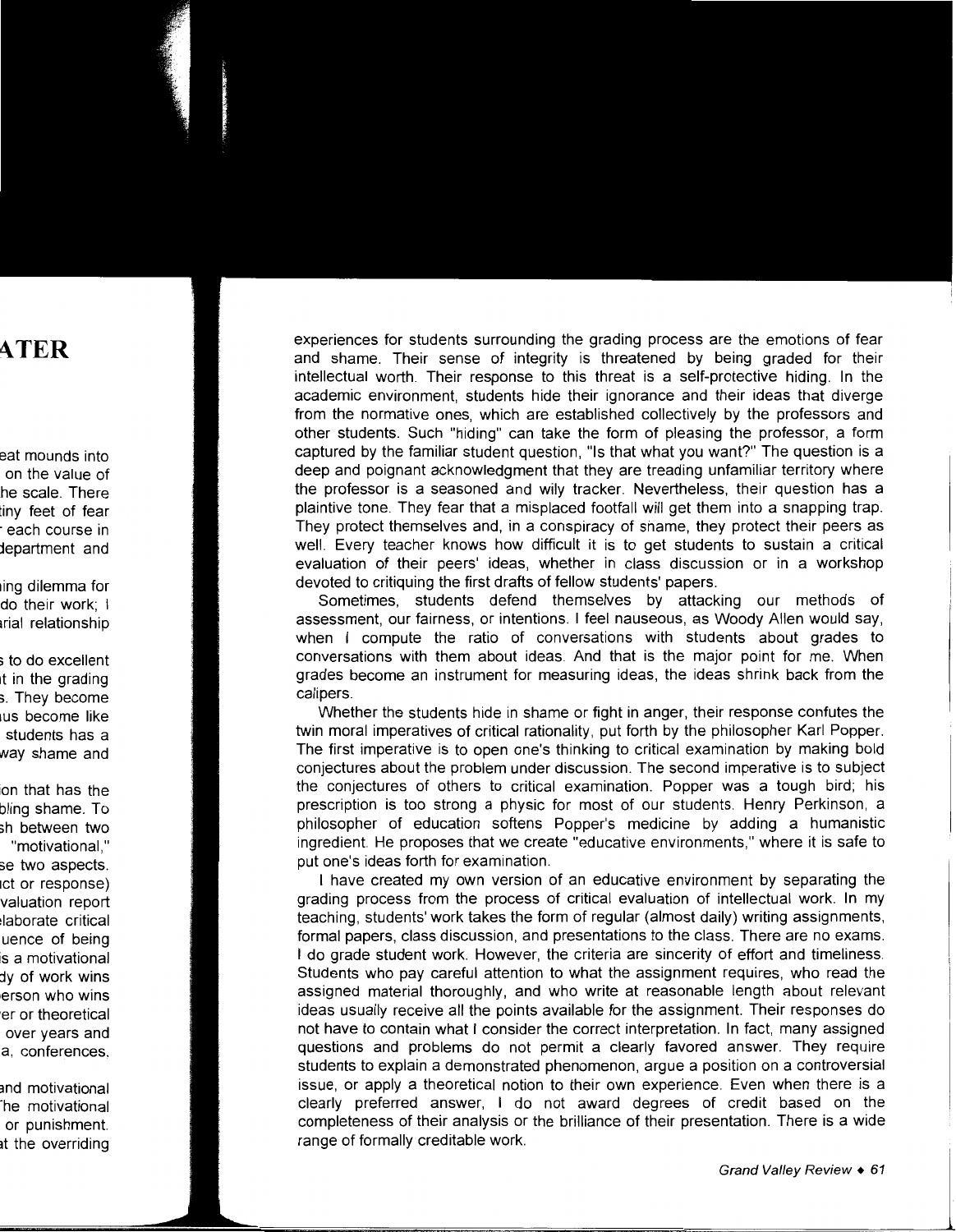experiences for students surrounding the grading process are the emotions of fear and shame. Their sense of integrity is threatened by being graded for their intellectual worth. Their response to this threat is a self-protective hiding. In the academic environment, students hide their ignorance and their ideas that diverge from the normative ones, which are established collectively by the professors and other students. Such "hiding" can take the form of pleasing the professor, a form captured by the familiar student question, "Is that what you want?" The question is a deep and poignant acknowledgment that they are treading unfamiliar territory where the professor is a seasoned and wily tracker. Nevertheless, their question has a plaintive tone. They fear that a misplaced footfall will get them into a snapping trap. They protect themselves and, in a conspiracy of shame, they protect their peers as well. Every teacher knows how difficult it is to get students to sustain a critical evaluation of their peers' ideas, whether in class discussion or in a workshop devoted to critiquing the first drafts of fellow students' papers.

Sometimes, students defend themselves by attacking our methods of assessment, our fairness, or intentions. I feel nauseous, as Woody Allen would say, when I compute the ratio of conversations with students about grades to conversations with them about ideas. And that is the major point for me. When grades become an instrument for measuring ideas, the ideas shrink back from the calipers.

Whether the students hide in shame or fight in anger, their response confutes the twin moral imperatives of critical rationality, put forth by the philosopher Karl Popper. The first imperative is to open one's thinking to critical examination by making bold conjectures about the problem under discussion. The second imperative is to subject the conjectures of others to critical examination. Popper was a tough bird; his prescription is too strong a physic for most of our students. Henry Perkinson, a philosopher of education softens Popper's medicine by adding a humanistic ingredient. He proposes that we create "educative environments," where it is safe to put one's ideas forth for examination.

I have created my own version of an educative environment by separating the grading process from the process of critical evaluation of intellectual work. In my teaching, students' work takes the form of regular (almost daily) writing assignments, formal papers, class discussion, and presentations to the class. There are no exams. I do grade student work. However, the criteria are sincerity of effort and timeliness. Students who pay careful attention to what the assignment requires, who read the assigned material thoroughly, and who write at reasonable length about relevant ideas usually receive all the points available for the assignment. Their responses do not have to contain what I consider the correct interpretation. In fact, many assigned questions and problems do not permit a clearly favored answer. They require students to explain a demonstrated phenomenon, argue a position on a controversial issue, or apply a theoretical notion to their own experience. Even when there is a clearly preferred answer, I do not award degrees of credit based on the completeness of their analysis or the brilliance of their presentation. There is a wide range of formally creditable work.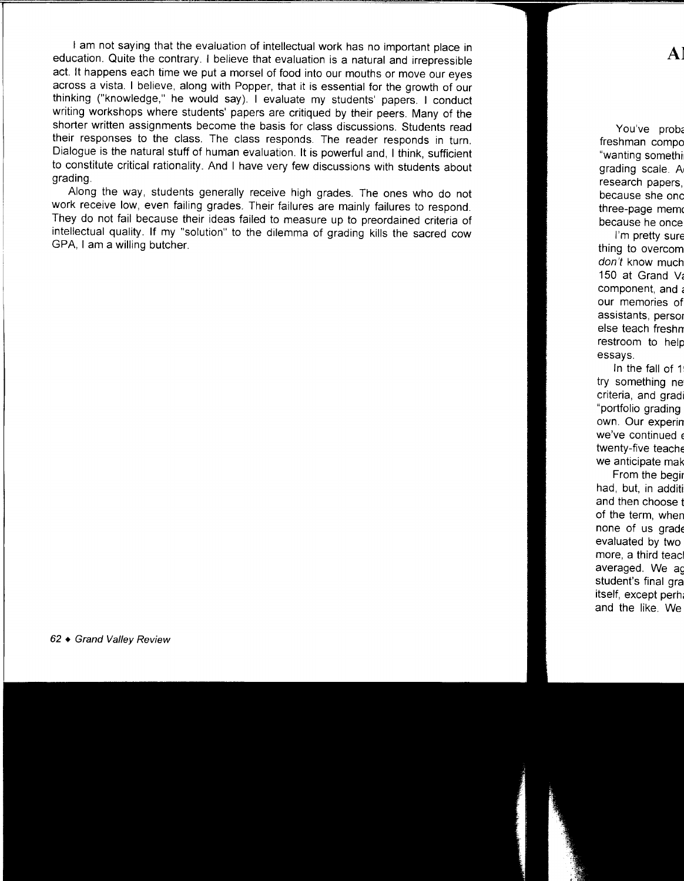I am not saying that the evaluation of intellectual work has no important place in education. Quite the contrary. I believe that evaluation is a natural and irrepressible act. It happens each time we put a morsel of food into our mouths or move our eyes across a vista. I believe, along with Popper, that it is essential for the growth of our thinking ("knowledge," he would say). I evaluate my students' papers. I conduct writing workshops where students' papers are critiqued by their peers. Many of the shorter written assignments become the basis for class discussions. Students read their responses to the class. The class responds. The reader responds in turn. Dialogue is the natural stuff of human evaluation. It is powerful and, I think, sufficient to constitute critical rationality. And I have very few discussions with students about grading.

Along the way, students generally receive high grades. The ones who do not work receive low, even failing grades. Their failures are mainly failures to respond. They do not fail because their ideas failed to measure up to preordained criteria of intellectual quality. If my "solution" to the dilemma of grading kills the sacred cow GPA, I am a willing butcher.